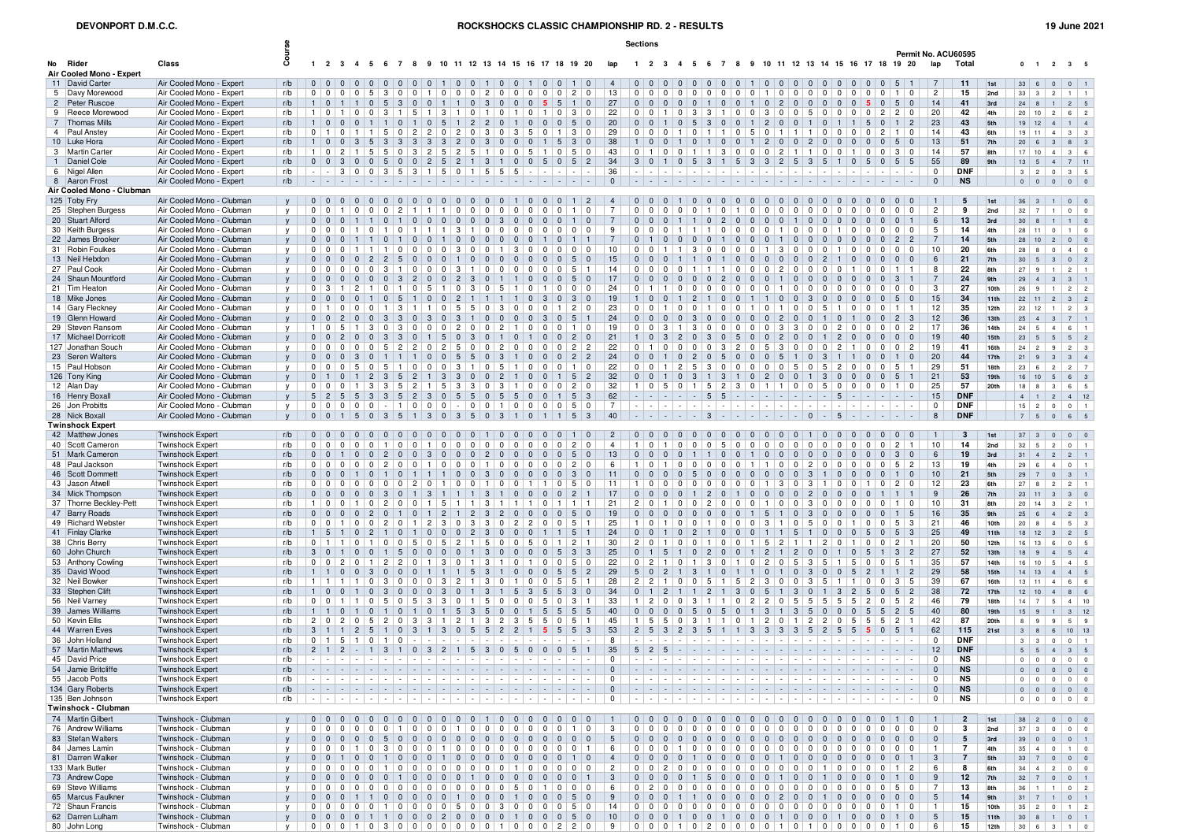**DEVONPORT D.M.C.C.** — **ROCKSHOCKS CLASSIC CHAMPIONSHIP RD. 2 - RESULTS** — **19 June 2021**

Permit No. ACU60595

| No | Rider | Class | Course | 1 | 2 | 3 | 4 | 5 | 6 | 7 | 8 | 9 | 10 | 11 | 12 | 13 | 14 | 15 | 16 | 17 | 18 | 19 | 20 | lap | 1 | 2 | 3 | 4 | 5 | 6 | 7 | 8 | 9 | 10 | 11 | 12 | 13 | 14 | 15 | 16 | 17 | 18 | 19 | 20 | lap | Total | | 0 | 1 | 2 | 3 | 5 |
|---|---|---|---|---|---|---|---|---|---|---|---|---|---|---|---|---|---|---|---|---|---|---|---|---|---|---|---|---|---|---|---|---|---|---|---|---|---|---|---|---|---|---|---|---|---|---|---|---|---|---|---|---|
| | **Air Cooled Mono - Expert** | | | | | | | | | | | | | | | | | | | | | | | | | | | | | | | | | | | | | | | | | | | | | | | | | | | |
| 11 | David Carter | Air Cooled Mono - Expert | r/b | 0 | 0 | 0 | 0 | 0 | 0 | 0 | 0 | 0 | 1 | 0 | 0 | 1 | 0 | 0 | 1 | 0 | 0 | 1 | 0 | 4 | 0 | 0 | 0 | 0 | 0 | 0 | 0 | 0 | 0 | 1 | 0 | 0 | 0 | 0 | 0 | 0 | 0 | 0 | 5 | 1 | 7 | 11 | 1st | 33 | 6 | 0 | 0 | 1 |
| 5 | Davy Morewood | Air Cooled Mono - Expert | r/b | 0 | 0 | 0 | 0 | 5 | 3 | 0 | 0 | 1 | 0 | 0 | 0 | 2 | 0 | 0 | 0 | 0 | 0 | 2 | 0 | 13 | 0 | 0 | 0 | 0 | 0 | 0 | 0 | 0 | 0 | 1 | 0 | 0 | 0 | 0 | 0 | 0 | 0 | 0 | 1 | 0 | 2 | 15 | 2nd | 33 | 3 | 2 | 1 | 1 |
| 2 | Peter Ruscoe | Air Cooled Mono - Expert | r/b | 1 | 0 | 1 | 1 | 0 | 5 | 3 | 0 | 0 | 1 | 1 | 0 | 3 | 0 | 0 | 0 | 5 | 5 | 1 | 0 | 27 | 0 | 0 | 0 | 0 | 0 | 1 | 0 | 0 | 1 | 0 | 2 | 0 | 0 | 0 | 0 | 0 | 5 | 0 | 5 | 0 | 14 | 41 | 3rd | 24 | 8 | 1 | 2 | 5 |
| 9 | Reece Morewood | Air Cooled Mono - Expert | r/b | 1 | 0 | 1 | 0 | 0 | 3 | 1 | 5 | 1 | 3 | 1 | 0 | 1 | 0 | 1 | 0 | 1 | 0 | 3 | 0 | 22 | 0 | 0 | 0 | 1 | 0 | 3 | 3 | 1 | 0 | 0 | 3 | 0 | 0 | 5 | 0 | 0 | 0 | 2 | 2 | 0 | 20 | 42 | 4th | 20 | 10 | 2 | 6 | 2 |
| 7 | Thomas Mills | Air Cooled Mono - Expert | r/b | 1 | 0 | 0 | 0 | 1 | 1 | 0 | 1 | 0 | 5 | 1 | 2 | 2 | 0 | 1 | 0 | 0 | 0 | 5 | 0 | 20 | 0 | 0 | 1 | 0 | 5 | 3 | 0 | 0 | 1 | 2 | 0 | 0 | 1 | 0 | 1 | 1 | 5 | 0 | 1 | 2 | 23 | 43 | 5th | 19 | 12 | 4 | 1 | 4 |
| 4 | Paul Anstey | Air Cooled Mono - Expert | r/b | 0 | 1 | 0 | 1 | 1 | 5 | 0 | 2 | 2 | 0 | 2 | 0 | 3 | 0 | 3 | 5 | 0 | 1 | 3 | 0 | 29 | 0 | 0 | 0 | 0 | 1 | 0 | 1 | 1 | 0 | 5 | 0 | 1 | 1 | 1 | 0 | 0 | 0 | 2 | 1 | 0 | 14 | 43 | 6th | 19 | 11 | 4 | 3 | 3 |
| 10 | Luke Hora | Air Cooled Mono - Expert | r/b | 1 | 0 | 0 | 3 | 5 | 3 | 3 | 3 | 3 | 3 | 2 | 0 | 3 | 0 | 0 | 0 | 1 | 5 | 3 | 0 | 38 | 1 | 0 | 0 | 0 | 1 | 0 | 1 | 0 | 0 | 1 | 2 | 0 | 2 | 0 | 0 | 0 | 0 | 5 | 0 | 0 | 13 | 51 | 7th | 20 | 6 | 3 | 8 | 3 |
| 3 | Martin Carter | Air Cooled Mono - Expert | r/b | 1 | 0 | 2 | 1 | 5 | 5 | 0 | 3 | 2 | 5 | 2 | 5 | 1 | 0 | 0 | 5 | 1 | 0 | 5 | 0 | 43 | 0 | 1 | 0 | 0 | 1 | 1 | 3 | 0 | 0 | 2 | 1 | 1 | 0 | 0 | 1 | 0 | 0 | 3 | 0 | 0 | 14 | 57 | 8th | 17 | 10 | 4 | 3 | 6 |
| 1 | Daniel Cole | Air Cooled Mono - Expert | r/b | 0 | 0 | 3 | 0 | 0 | 5 | 0 | 0 | 2 | 5 | 2 | 1 | 3 | 1 | 0 | 0 | 5 | 0 | 5 | 2 | 34 | 3 | 0 | 1 | 0 | 5 | 3 | 1 | 5 | 3 | 3 | 2 | 5 | 3 | 5 | 1 | 0 | 5 | 0 | 5 | 5 | 55 | 89 | 9th | 13 | 5 | 4 | 7 | 11 |
| 6 | Nigel Allen | Air Cooled Mono - Expert | r/b | - | - | 3 | 0 | 0 | 3 | 5 | 3 | 1 | 5 | 0 | 1 | 5 | 5 | 5 | - | - | - | - | - | 36 | - | - | - | - | - | - | - | - | - | - | - | - | - | - | - | - | - | - | - | - | 0 | DNF | | 3 | 2 | 0 | 3 | 5 |
| 8 | Aaron Frost | Air Cooled Mono - Expert | r/b | - | - | - | - | - | - | - | - | - | - | - | - | - | - | - | - | - | - | - | - | 0 | - | - | - | - | - | - | - | - | - | - | - | - | - | - | - | - | - | - | - | - | 0 | NS | | 0 | 0 | 0 | 0 | 0 |
| | **Air Cooled Mono - Clubman** | | | | | | | | | | | | | | | | | | | | | | | | | | | | | | | | | | | | | | | | | | | | | | | | | | | |
| 125 | Toby Fry | Air Cooled Mono - Clubman | y | 0 | 0 | 0 | 0 | 0 | 0 | 0 | 0 | 0 | 0 | 0 | 0 | 0 | 1 | 0 | 0 | 0 | 0 | 1 | 2 | 4 | 0 | 0 | 0 | 1 | 0 | 0 | 0 | 0 | 0 | 0 | 0 | 0 | 0 | 0 | 0 | 0 | 0 | 0 | 0 | 0 | 1 | 5 | 1st | 36 | 3 | 1 | 0 | 0 |
| 25 | Stephen Burgess | Air Cooled Mono - Clubman | y | 0 | 0 | 1 | 0 | 0 | 0 | 2 | 1 | 1 | 1 | 0 | 0 | 0 | 0 | 0 | 0 | 0 | 0 | 1 | 0 | 7 | 0 | 0 | 0 | 0 | 0 | 0 | 1 | 0 | 1 | 0 | 0 | 0 | 0 | 0 | 0 | 0 | 0 | 0 | 0 | 0 | 2 | 9 | 2nd | 32 | 7 | 1 | 0 | 0 |
| 20 | Stuart Alford | Air Cooled Mono - Clubman | y | 0 | 0 | 0 | 1 | 1 | 0 | 1 | 0 | 0 | 0 | 0 | 0 | 3 | 0 | 0 | 0 | 0 | 0 | 1 | 0 | 7 | 0 | 0 | 0 | 1 | 1 | 0 | 2 | 0 | 0 | 0 | 1 | 0 | 0 | 0 | 0 | 0 | 0 | 0 | 0 | 1 | 6 | 13 | 3rd | 30 | 8 | 1 | 1 | 0 |
| 30 | Keith Burgess | Air Cooled Mono - Clubman | y | 0 | 0 | 0 | 1 | 0 | 1 | 0 | 1 | 1 | 1 | 3 | 1 | 0 | 0 | 0 | 0 | 0 | 0 | 0 | 0 | 9 | 0 | 0 | 0 | 1 | 1 | 1 | 0 | 0 | 0 | 0 | 1 | 0 | 0 | 0 | 1 | 0 | 0 | 0 | 0 | 0 | 5 | 14 | 4th | 28 | 11 | 0 | 1 | 0 |
| 22 | James Brooker | Air Cooled Mono - Clubman | y | 0 | 0 | 0 | 1 | 1 | 0 | 1 | 0 | 0 | 1 | 0 | 0 | 0 | 0 | 0 | 0 | 1 | 0 | 1 | 1 | 7 | 0 | 1 | 0 | 0 | 0 | 0 | 1 | 0 | 0 | 0 | 1 | 0 | 0 | 0 | 0 | 0 | 0 | 0 | 2 | 2 | 7 | 14 | 5th | 28 | 10 | 2 | 0 | 0 |
| 31 | Robin Foulkes | Air Cooled Mono - Clubman | y | 0 | 0 | 0 | 1 | 1 | 1 | 0 | 0 | 0 | 0 | 3 | 0 | 0 | 1 | 3 | 0 | 0 | 0 | 0 | 0 | 10 | 0 | 0 | 1 | 1 | 3 | 0 | 0 | 0 | 0 | 1 | 3 | 0 | 0 | 0 | 1 | 0 | 0 | 0 | 0 | 0 | 10 | 20 | 6th | 28 | 8 | 0 | 4 | 0 |
| 13 | Neil Hebdon | Air Cooled Mono - Clubman | y | 0 | 0 | 0 | 0 | 2 | 2 | 5 | 0 | 0 | 0 | 1 | 0 | 0 | 0 | 0 | 0 | 0 | 0 | 5 | 0 | 15 | 0 | 0 | 0 | 1 | 1 | 0 | 1 | 0 | 0 | 0 | 0 | 0 | 0 | 2 | 1 | 0 | 0 | 0 | 0 | 0 | 6 | 21 | 7th | 30 | 5 | 3 | 0 | 2 |
| 27 | Paul Cook | Air Cooled Mono - Clubman | y | 0 | 0 | 0 | 0 | 0 | 3 | 1 | 0 | 0 | 0 | 3 | 1 | 0 | 0 | 0 | 0 | 0 | 0 | 5 | 1 | 14 | 0 | 0 | 0 | 0 | 1 | 1 | 1 | 0 | 0 | 0 | 2 | 0 | 0 | 0 | 0 | 1 | 0 | 0 | 1 | 1 | 8 | 22 | 8th | 27 | 9 | 1 | 2 | 1 |
| 24 | Shaun Mountford | Air Cooled Mono - Clubman | y | 0 | 0 | 0 | 0 | 0 | 0 | 3 | 2 | 0 | 0 | 2 | 3 | 0 | 1 | 1 | 0 | 0 | 0 | 5 | 0 | 17 | 0 | 0 | 0 | 0 | 0 | 0 | 2 | 0 | 0 | 1 | 0 | 0 | 0 | 0 | 0 | 0 | 0 | 0 | 3 | 1 | 7 | 24 | 9th | 29 | 4 | 3 | 3 | 1 |
| 21 | Tim Heaton | Air Cooled Mono - Clubman | y | 0 | 3 | 1 | 2 | 1 | 0 | 1 | 0 | 5 | 1 | 0 | 3 | 0 | 5 | 1 | 0 | 1 | 0 | 0 | 0 | 24 | 0 | 1 | 1 | 0 | 0 | 0 | 0 | 0 | 0 | 0 | 1 | 0 | 0 | 0 | 0 | 0 | 0 | 0 | 0 | 0 | 3 | 27 | 10th | 26 | 9 | 1 | 2 | 2 |
| 18 | Mike Jones | Air Cooled Mono - Clubman | y | 0 | 0 | 0 | 0 | 1 | 0 | 5 | 1 | 0 | 0 | 2 | 1 | 1 | 1 | 1 | 0 | 3 | 0 | 3 | 0 | 19 | 1 | 0 | 0 | 0 | 3 | 0 | 0 | 0 | 0 | 5 | 1 | 0 | 0 | 0 | 0 | 0 | 0 | 0 | 5 | 0 | 15 | 34 | 11th | 22 | 11 | 2 | 3 | 2 |
| 14 | Gary Fleckney | Air Cooled Mono - Clubman | y | 0 | 1 | 0 | 0 | 0 | 1 | 3 | 1 | 1 | 0 | 5 | 5 | 0 | 3 | 0 | 0 | 0 | 1 | 2 | 0 | 23 | 0 | 0 | 1 | 0 | 0 | 0 | 1 | 1 | 0 | 1 | 0 | 0 | 0 | 5 | 1 | 0 | 0 | 0 | 1 | 1 | 12 | 35 | 12th | 22 | 12 | 1 | 2 | 3 |
| 19 | Glenn Howard | Air Cooled Mono - Clubman | y | 0 | 0 | 2 | 0 | 0 | 3 | 0 | 3 | 0 | 3 | 0 | 3 | 1 | 0 | 0 | 0 | 3 | 0 | 5 | 1 | 24 | 0 | 0 | 0 | 0 | 3 | 0 | 0 | 0 | 0 | 0 | 2 | 0 | 1 | 0 | 1 | 0 | 0 | 2 | 3 | 0 | 12 | 36 | 13th | 25 | 4 | 3 | 7 | 1 |
| 29 | Steven Ransom | Air Cooled Mono - Clubman | y | 1 | 0 | 5 | 1 | 3 | 0 | 3 | 0 | 0 | 0 | 2 | 0 | 0 | 2 | 1 | 0 | 0 | 0 | 1 | 0 | 19 | 0 | 0 | 3 | 1 | 3 | 0 | 0 | 0 | 0 | 0 | 3 | 3 | 0 | 2 | 0 | 0 | 0 | 0 | 0 | 2 | 17 | 36 | 14th | 24 | 5 | 4 | 6 | 1 |
| 17 | Michael Dorricott | Air Cooled Mono - Clubman | y | 0 | 0 | 2 | 0 | 0 | 3 | 3 | 0 | 1 | 5 | 0 | 3 | 0 | 1 | 0 | 0 | 2 | 0 | 1 | 0 | 21 | 1 | 0 | 3 | 2 | 0 | 3 | 0 | 5 | 0 | 0 | 2 | 0 | 0 | 1 | 2 | 0 | 0 | 0 | 0 | 0 | 19 | 40 | 15th | 23 | 5 | 5 | 5 | 2 |
| 127 | Jonathan Souch | Air Cooled Mono - Clubman | y | 0 | 0 | 0 | 0 | 0 | 5 | 2 | 2 | 0 | 2 | 5 | 0 | 0 | 2 | 0 | 0 | 0 | 0 | 2 | 2 | 22 | 0 | 1 | 0 | 0 | 0 | 0 | 3 | 2 | 5 | 3 | 0 | 0 | 0 | 2 | 1 | 0 | 0 | 0 | 0 | 2 | 19 | 41 | 16th | 24 | 2 | 9 | 2 | 3 |
| 23 | Seren Walters | Air Cooled Mono - Clubman | y | 0 | 0 | 0 | 3 | 0 | 1 | 1 | 1 | 0 | 0 | 5 | 5 | 0 | 3 | 1 | 0 | 0 | 0 | 2 | 2 | 24 | 0 | 0 | 0 | 1 | 0 | 2 | 0 | 5 | 0 | 0 | 0 | 5 | 1 | 0 | 3 | 1 | 1 | 0 | 0 | 1 | 20 | 44 | 17th | 21 | 9 | 3 | 3 | 4 |
| 15 | Paul Hobson | Air Cooled Mono - Clubman | y | 0 | 0 | 0 | 5 | 0 | 5 | 1 | 0 | 0 | 0 | 3 | 1 | 0 | 5 | 1 | 0 | 0 | 0 | 1 | 0 | 22 | 0 | 0 | 1 | 2 | 5 | 3 | 0 | 0 | 0 | 0 | 0 | 5 | 0 | 5 | 2 | 0 | 0 | 0 | 5 | 1 | 29 | 51 | 18th | 23 | 6 | 2 | 2 | 7 |
| 126 | Tony King | Air Cooled Mono - Clubman | y | 0 | 1 | 0 | 1 | 2 | 3 | 5 | 2 | 1 | 3 | 3 | 0 | 0 | 2 | 1 | 0 | 0 | 1 | 5 | 2 | 32 | 0 | 0 | 1 | 0 | 3 | 1 | 3 | 1 | 0 | 2 | 0 | 0 | 1 | 3 | 0 | 0 | 0 | 0 | 5 | 1 | 21 | 53 | 19th | 16 | 10 | 5 | 6 | 3 |
| 12 | Alan Day | Air Cooled Mono - Clubman | y | 0 | 0 | 0 | 1 | 3 | 3 | 5 | 2 | 1 | 5 | 3 | 3 | 0 | 3 | 1 | 0 | 0 | 0 | 2 | 0 | 32 | 1 | 0 | 5 | 0 | 1 | 5 | 2 | 3 | 0 | 1 | 1 | 0 | 0 | 5 | 0 | 0 | 0 | 0 | 1 | 0 | 25 | 57 | 20th | 18 | 8 | 3 | 6 | 5 |
| 16 | Henry Boxall | Air Cooled Mono - Clubman | y | 5 | 2 | 5 | 5 | 3 | 3 | 5 | 2 | 3 | 0 | 5 | 5 | 0 | 5 | 5 | 0 | 0 | 1 | 5 | 3 | 62 | - | - | - | - | - | - | 5 | 5 | - | - | - | - | - | - | 5 | - | - | - | - | - | 15 | DNF | | 4 | 1 | 2 | 4 | 12 |
| 26 | Jon Probitts | Air Cooled Mono - Clubman | y | 0 | 0 | 0 | 0 | 0 | 1 | 0 | 0 | 0 | 0 | 0 | 1 | 0 | 0 | 0 | 0 | 0 | 5 | 0 | 0 | 7 | - | - | - | - | - | - | - | - | - | - | - | - | - | - | - | - | - | - | - | - | 0 | DNF | | 15 | 2 | 0 | 0 | 1 |
| 28 | Nick Boxall | Air Cooled Mono - Clubman | y | 0 | 0 | 1 | 5 | 0 | 3 | 5 | 1 | 3 | 0 | 3 | 5 | 0 | 3 | 1 | 0 | 1 | 1 | 5 | 3 | 40 | - | - | - | - | - | - | 3 | - | - | - | - | - | 0 | - | 5 | - | - | - | - | - | 8 | DNF | | 7 | 5 | 0 | 6 | 5 |
| | **Twinshock Expert** | | | | | | | | | | | | | | | | | | | | | | | | | | | | | | | | | | | | | | | | | | | | | | | | | | | |
| 42 | Matthew Jones | Twinshock Expert | r/b | 0 | 0 | 0 | 0 | 0 | 0 | 0 | 0 | 0 | 0 | 0 | 0 | 0 | 0 | 0 | 0 | 1 | 0 | 1 | 0 | 2 | 0 | 0 | 0 | 0 | 0 | 0 | 0 | 0 | 0 | 0 | 0 | 1 | 0 | 0 | 0 | 0 | 0 | 0 | 0 | 0 | 1 | 3 | 1st | 37 | 3 | 0 | 0 | 0 |
| 40 | Scott Cameron | Twinshock Expert | r/b | 0 | 0 | 0 | 0 | 0 | 1 | 0 | 0 | 1 | 0 | 0 | 0 | 0 | 0 | 0 | 0 | 0 | 0 | 2 | 0 | 4 | 1 | 0 | 1 | 0 | 0 | 0 | 5 | 0 | 0 | 0 | 0 | 0 | 0 | 0 | 0 | 0 | 0 | 0 | 2 | 1 | 10 | 14 | 2nd | 32 | 5 | 2 | 0 | 1 |
| 51 | Mark Cameron | Twinshock Expert | r/b | 0 | 0 | 1 | 0 | 0 | 2 | 0 | 0 | 3 | 0 | 0 | 0 | 2 | 0 | 0 | 0 | 0 | 0 | 5 | 0 | 13 | 0 | 0 | 0 | 0 | 1 | 1 | 0 | 0 | 1 | 0 | 0 | 0 | 0 | 0 | 0 | 0 | 0 | 3 | 0 | 0 | 6 | 19 | 3rd | 31 | 4 | 2 | 2 | 1 |
| 48 | Paul Jackson | Twinshock Expert | r/b | 0 | 0 | 0 | 0 | 2 | 0 | 0 | 1 | 0 | 0 | 0 | 1 | 0 | 0 | 0 | 0 | 0 | 2 | 0 | 0 | 6 | 1 | 0 | 1 | 0 | 0 | 0 | 0 | 0 | 1 | 1 | 0 | 2 | 0 | 0 | 0 | 0 | 0 | 5 | 2 | 0 | 13 | 19 | 4th | 29 | 6 | 4 | 0 | 1 |
| 46 | Scott Dommett | Twinshock Expert | r/b | 0 | 0 | 0 | 1 | 0 | 1 | 0 | 1 | 1 | 1 | 0 | 0 | 3 | 0 | 0 | 0 | 0 | 0 | 3 | 0 | 11 | 0 | 0 | 0 | 0 | 5 | 0 | 0 | 0 | 0 | 0 | 0 | 3 | 1 | 0 | 0 | 0 | 0 | 0 | 1 | 0 | 10 | 21 | 5th | 29 | 7 | 0 | 3 | 1 |
| 43 | Jason Atwell | Twinshock Expert | r/b | 0 | 0 | 0 | 0 | 0 | 0 | 2 | 0 | 1 | 0 | 0 | 1 | 0 | 0 | 1 | 1 | 0 | 5 | 0 | 0 | 11 | 0 | 0 | 0 | 0 | 0 | 0 | 0 | 1 | 1 | 3 | 0 | 3 | 1 | 0 | 0 | 1 | 0 | 2 | 0 | 0 | 12 | 23 | 6th | 27 | 8 | 2 | 2 | 1 |
| 34 | Mick Thompson | Twinshock Expert | r/b | 0 | 0 | 0 | 0 | 0 | 3 | 0 | 1 | 3 | 1 | 1 | 1 | 3 | 1 | 0 | 0 | 0 | 2 | 1 | 0 | 17 | 0 | 0 | 0 | 0 | 1 | 2 | 0 | 1 | 0 | 0 | 0 | 0 | 2 | 0 | 0 | 0 | 0 | 1 | 1 | 1 | 9 | 26 | 7th | 23 | 11 | 3 | 3 | 0 |
| 37 | Thorne Beckley-Pett | Twinshock Expert | r/b | 1 | 0 | 0 | 1 | 0 | 2 | 0 | 0 | 1 | 5 | 1 | 1 | 3 | 1 | 1 | 1 | 0 | 1 | 1 | 1 | 21 | 2 | 0 | 1 | 0 | 0 | 2 | 0 | 0 | 0 | 1 | 0 | 0 | 3 | 0 | 0 | 0 | 0 | 0 | 1 | 0 | 10 | 31 | 8th | 20 | 14 | 3 | 2 | 1 |
| 47 | Barry Roads | Twinshock Expert | r/b | 0 | 0 | 0 | 0 | 2 | 0 | 1 | 0 | 1 | 2 | 1 | 2 | 3 | 2 | 0 | 0 | 0 | 5 | 0 | 0 | 19 | 0 | 0 | 0 | 0 | 0 | 0 | 0 | 0 | 1 | 5 | 1 | 0 | 3 | 0 | 0 | 0 | 0 | 0 | 1 | 5 | 16 | 35 | 9th | 25 | 6 | 4 | 2 | 3 |
| 49 | Richard Webster | Twinshock Expert | r/b | 0 | 0 | 1 | 0 | 0 | 2 | 0 | 1 | 2 | 3 | 0 | 3 | 3 | 0 | 2 | 2 | 0 | 0 | 5 | 1 | 25 | 1 | 0 | 1 | 0 | 0 | 1 | 0 | 0 | 0 | 3 | 1 | 0 | 5 | 0 | 0 | 1 | 0 | 0 | 5 | 3 | 21 | 46 | 10th | 20 | 8 | 4 | 5 | 3 |
| 41 | Finlay Clarke | Twinshock Expert | r/b | 1 | 5 | 1 | 0 | 2 | 1 | 0 | 1 | 0 | 0 | 0 | 2 | 3 | 0 | 0 | 0 | 1 | 1 | 5 | 1 | 24 | 0 | 0 | 0 | 1 | 0 | 2 | 1 | 0 | 0 | 0 | 1 | 1 | 5 | 1 | 0 | 0 | 5 | 0 | 5 | 3 | 25 | 49 | 11th | 18 | 12 | 3 | 2 | 5 |
| 38 | Chris Berry | Twinshock Expert | r/b | 0 | 1 | 1 | 0 | 1 | 0 | 0 | 5 | 0 | 5 | 2 | 1 | 5 | 0 | 0 | 5 | 0 | 1 | 2 | 1 | 30 | 2 | 0 | 1 | 0 | 0 | 1 | 0 | 0 | 1 | 5 | 2 | 1 | 1 | 2 | 0 | 1 | 0 | 0 | 2 | 1 | 20 | 50 | 12th | 16 | 13 | 6 | 0 | 5 |
| 60 | John Church | Twinshock Expert | r/b | 3 | 0 | 1 | 0 | 0 | 1 | 5 | 0 | 0 | 0 | 0 | 1 | 3 | 0 | 0 | 0 | 0 | 5 | 3 | 3 | 25 | 0 | 0 | 1 | 5 | 1 | 0 | 2 | 0 | 0 | 1 | 2 | 1 | 2 | 0 | 1 | 0 | 5 | 1 | 3 | 2 | 27 | 52 | 13th | 18 | 9 | 4 | 5 | 4 |
| 53 | Anthony Cowling | Twinshock Expert | r/b | 0 | 0 | 2 | 0 | 0 | 1 | 2 | 2 | 0 | 1 | 3 | 0 | 1 | 3 | 1 | 0 | 0 | 0 | 5 | 1 | 22 | 0 | 0 | 2 | 1 | 0 | 1 | 3 | 0 | 1 | 0 | 2 | 0 | 5 | 3 | 5 | 1 | 5 | 0 | 5 | 1 | 35 | 57 | 14th | 16 | 10 | 5 | 4 | 5 |
| 35 | David Wood | Twinshock Expert | r/b | 1 | 1 | 0 | 0 | 3 | 0 | 0 | 0 | 1 | 1 | 1 | 5 | 3 | 1 | 0 | 0 | 0 | 5 | 5 | 2 | 29 | 5 | 0 | 2 | 1 | 3 | 1 | 0 | 1 | 1 | 0 | 3 | 0 | 0 | 5 | 2 | 1 | 1 | 1 | 2 | 0 | 29 | 58 | 15th | 14 | 13 | 4 | 4 | 5 |
| 32 | Neil Bowker | Twinshock Expert | r/b | 1 | 1 | 1 | 1 | 0 | 3 | 0 | 0 | 0 | 3 | 2 | 1 | 3 | 0 | 1 | 0 | 0 | 5 | 5 | 1 | 28 | 2 | 2 | 1 | 0 | 0 | 5 | 1 | 5 | 2 | 3 | 0 | 0 | 3 | 5 | 1 | 1 | 0 | 0 | 3 | 5 | 39 | 67 | 16th | 13 | 11 | 4 | 6 | 6 |
| 33 | Stephen Clift | Twinshock Expert | r/b | 1 | 0 | 0 | 1 | 0 | 3 | 0 | 0 | 0 | 3 | 0 | 1 | 3 | 1 | 5 | 3 | 5 | 5 | 3 | 0 | 34 | 0 | 1 | 2 | 1 | 1 | 2 | 1 | 3 | 0 | 5 | 1 | 3 | 0 | 1 | 3 | 2 | 5 | 0 | 5 | 2 | 38 | 72 | 17th | 12 | 10 | 4 | 8 | 6 |
| 56 | Neil Varney | Twinshock Expert | r/b | 0 | 0 | 1 | 1 | 0 | 5 | 0 | 5 | 3 | 3 | 0 | 1 | 5 | 0 | 0 | 0 | 5 | 0 | 3 | 1 | 33 | 1 | 2 | 0 | 0 | 3 | 1 | 1 | 0 | 2 | 2 | 0 | 5 | 5 | 5 | 5 | 5 | 2 | 0 | 5 | 2 | 46 | 79 | 18th | 14 | 7 | 5 | 4 | 10 |
| 39 | James Williams | Twinshock Expert | r/b | 1 | 1 | 0 | 1 | 0 | 1 | 0 | 1 | 0 | 1 | 5 | 3 | 5 | 0 | 0 | 1 | 5 | 5 | 5 | 5 | 40 | 0 | 0 | 0 | 0 | 5 | 0 | 5 | 0 | 1 | 3 | 1 | 3 | 5 | 0 | 0 | 5 | 5 | 2 | 5 | 0 | 40 | 80 | 19th | 15 | 9 | 1 | 3 | 12 |
| 50 | Kevin Ellis | Twinshock Expert | r/b | 2 | 0 | 2 | 0 | 5 | 2 | 0 | 3 | 3 | 1 | 2 | 1 | 3 | 2 | 3 | 5 | 5 | 0 | 5 | 1 | 45 | 1 | 5 | 5 | 0 | 3 | 1 | 1 | 0 | 1 | 2 | 0 | 1 | 2 | 2 | 0 | 5 | 5 | 5 | 2 | 1 | 42 | 87 | 20th | 8 | 9 | 9 | 5 | 9 |
| 44 | Warren Eves | Twinshock Expert | r/b | 3 | 1 | 1 | 2 | 5 | 1 | 0 | 3 | 1 | 3 | 0 | 5 | 5 | 2 | 2 | 1 | 5 | 5 | 5 | 3 | 53 | 2 | 5 | 3 | 2 | 3 | 5 | 1 | 1 | 3 | 3 | 3 | 5 | 2 | 5 | 5 | 5 | 0 | 5 | 3 | 1 | 62 | 115 | 21st | 3 | 8 | 6 | 10 | 13 |
| 36 | John Holland | Twinshock Expert | r/b | 0 | 1 | 5 | 1 | 0 | 1 | 0 | - | - | - | - | - | - | - | - | - | - | - | - | - | 8 | - | - | - | - | - | - | - | - | - | - | - | - | - | - | - | - | - | - | - | - | 0 | DNF | | 3 | 3 | 0 | 0 | 1 |
| 57 | Martin Matthews | Twinshock Expert | r/b | 2 | 1 | 2 | - | 1 | 3 | 1 | 0 | 3 | 2 | 1 | 5 | 3 | 0 | 5 | 0 | 0 | 0 | 5 | 1 | 35 | 5 | 2 | 5 | - | - | - | - | - | - | - | - | - | - | - | - | - | - | - | - | - | 12 | DNF | | 5 | 5 | 4 | 3 | 5 |
| 45 | David Price | Twinshock Expert | r/b | - | - | - | - | - | - | - | - | - | - | - | - | - | - | - | - | - | - | - | - | 0 | - | - | - | - | - | - | - | - | - | - | - | - | - | - | - | - | - | - | - | - | 0 | NS | | 0 | 0 | 0 | 0 | 0 |
| 54 | Jamie Britcliffe | Twinshock Expert | r/b | - | - | - | - | - | - | - | - | - | - | - | - | - | - | - | - | - | - | - | - | 0 | - | - | - | - | - | - | - | - | - | - | - | - | - | - | - | - | - | - | - | - | 0 | NS | | 0 | 0 | 0 | 0 | 0 |
| 55 | Jacob Potts | Twinshock Expert | r/b | - | - | - | - | - | - | - | - | - | - | - | - | - | - | - | - | - | - | - | - | 0 | - | - | - | - | - | - | - | - | - | - | - | - | - | - | - | - | - | - | - | - | 0 | NS | | 0 | 0 | 0 | 0 | 0 |
| 134 | Gary Roberts | Twinshock Expert | r/b | - | - | - | - | - | - | - | - | - | - | - | - | - | - | - | - | - | - | - | - | 0 | - | - | - | - | - | - | - | - | - | - | - | - | - | - | - | - | - | - | - | - | 0 | NS | | 0 | 0 | 0 | 0 | 0 |
| 135 | Ben Johnson | Twinshock Expert | r/b | - | - | - | - | - | - | - | - | - | - | - | - | - | - | - | - | - | - | - | - | 0 | - | - | - | - | - | - | - | - | - | - | - | - | - | - | - | - | - | - | - | - | 0 | NS | | 0 | 0 | 0 | 0 | 0 |
| | **Twinshock - Clubman** | | | | | | | | | | | | | | | | | | | | | | | | | | | | | | | | | | | | | | | | | | | | | | | | | | | |
| 74 | Martin Gilbert | Twinshock - Clubman | y | 0 | 0 | 0 | 0 | 0 | 0 | 0 | 0 | 0 | 0 | 0 | 1 | 0 | 0 | 0 | 0 | 0 | 0 | 0 | 0 | 1 | 0 | 0 | 0 | 0 | 0 | 0 | 0 | 0 | 0 | 0 | 0 | 0 | 0 | 0 | 0 | 0 | 0 | 1 | 0 | 0 | 1 | 2 | 1st | 38 | 2 | 0 | 0 | 0 |
| 76 | Andrew Williams | Twinshock - Clubman | y | 0 | 0 | 0 | 0 | 0 | 1 | 0 | 0 | 1 | 0 | 0 | 0 | 0 | 0 | 0 | 0 | 0 | 0 | 1 | 0 | 3 | 0 | 0 | 0 | 0 | 0 | 0 | 0 | 0 | 0 | 0 | 0 | 0 | 0 | 0 | 0 | 0 | 0 | 0 | 0 | 0 | 0 | 3 | 2nd | 37 | 3 | 0 | 0 | 0 |
| 83 | Stefan Walters | Twinshock - Clubman | y | 0 | 0 | 0 | 0 | 0 | 5 | 0 | 0 | 0 | 0 | 0 | 0 | 0 | 0 | 0 | 0 | 0 | 0 | 0 | 0 | 5 | 0 | 0 | 0 | 0 | 0 | 0 | 0 | 0 | 0 | 0 | 0 | 0 | 0 | 0 | 0 | 0 | 0 | 0 | 0 | 0 | 0 | 5 | 3rd | 39 | 0 | 0 | 0 | 1 |
| 84 | James Lamin | Twinshock - Clubman | y | 0 | 0 | 0 | 1 | 0 | 3 | 0 | 0 | 0 | 0 | 1 | 0 | 0 | 0 | 0 | 0 | 0 | 0 | 1 | 0 | 6 | 0 | 0 | 0 | 1 | 0 | 0 | 0 | 0 | 0 | 0 | 0 | 0 | 0 | 0 | 0 | 0 | 0 | 0 | 0 | 0 | 1 | 7 | 4th | 35 | 4 | 0 | 1 | 0 |
| 81 | Darren Walker | Twinshock - Clubman | y | 0 | 0 | 1 | 0 | 0 | 1 | 0 | 0 | 0 | 0 | 0 | 0 | 0 | 0 | 0 | 0 | 1 | 0 | 0 | 1 | 4 | 0 | 0 | 0 | 0 | 0 | 1 | 0 | 0 | 0 | 0 | 0 | 1 | 0 | 0 | 0 | 0 | 0 | 0 | 0 | 1 | 3 | 7 | 5th | 33 | 7 | 0 | 0 | 0 |
| 133 | Mark Butler | Twinshock - Clubman | y | 0 | 0 | 0 | 0 | 0 | 1 | 0 | 0 | 0 | 0 | 0 | 0 | 1 | 0 | 0 | 0 | 0 | 0 | 0 | 0 | 2 | 0 | 0 | 2 | 0 | 0 | 0 | 0 | 0 | 0 | 0 | 0 | 0 | 1 | 0 | 0 | 0 | 0 | 0 | 1 | 2 | 6 | 8 | 6th | 34 | 4 | 2 | 0 | 0 |
| 73 | Andrew Cope | Twinshock - Clubman | y | 0 | 0 | 0 | 0 | 0 | 0 | 1 | 0 | 0 | 0 | 0 | 1 | 0 | 0 | 0 | 0 | 0 | 0 | 0 | 1 | 3 | 0 | 0 | 0 | 0 | 1 | 5 | 0 | 0 | 0 | 0 | 1 | 0 | 0 | 1 | 0 | 0 | 0 | 0 | 1 | 0 | 9 | 12 | 7th | 32 | 7 | 0 | 0 | 1 |
| 69 | Steve Williams | Twinshock - Clubman | y | 0 | 0 | 0 | 0 | 0 | 0 | 0 | 0 | 0 | 0 | 0 | 0 | 0 | 0 | 5 | 0 | 1 | 0 | 0 | 0 | 6 | 0 | 2 | 0 | 0 | 0 | 0 | 0 | 0 | 0 | 0 | 0 | 0 | 0 | 0 | 0 | 0 | 0 | 5 | 0 | 0 | 7 | 13 | 8th | 36 | 1 | 1 | 0 | 2 |
| 65 | Marcus Faulkner | Twinshock - Clubman | y | 0 | 0 | 0 | 1 | 1 | 0 | 0 | 0 | 0 | 0 | 1 | 0 | 1 | 0 | 0 | 0 | 0 | 5 | 0 | 0 | 9 | 0 | 0 | 0 | 0 | 0 | 0 | 0 | 0 | 0 | 0 | 2 | 0 | 1 | 0 | 0 | 0 | 1 | 0 | 1 | 0 | 5 | 14 | 9th | 31 | 7 | 1 | 0 | 1 |
| 72 | Shaun Francis | Twinshock - Clubman | y | 0 | 0 | 0 | 0 | 0 | 1 | 0 | 0 | 0 | 0 | 5 | 0 | 0 | 3 | 0 | 0 | 0 | 0 | 5 | 0 | 14 | 0 | 0 | 0 | 0 | 0 | 0 | 0 | 0 | 0 | 0 | 0 | 0 | 0 | 0 | 0 | 0 | 0 | 0 | 1 | 0 | 1 | 15 | 10th | 35 | 2 | 0 | 1 | 2 |
| 62 | Darren Lulham | Twinshock - Clubman | y | 0 | 0 | 0 | 0 | 1 | 1 | 0 | 0 | 0 | 2 | 0 | 0 | 0 | 0 | 0 | 0 | 1 | 0 | 5 | 0 | 10 | 0 | 0 | 0 | 1 | 0 | 1 | 0 | 0 | 1 | 0 | 0 | 0 | 1 | 0 | 0 | 0 | 0 | 1 | 0 | 0 | 5 | 15 | 11th | 30 | 8 | 1 | 0 | 1 |
| 80 | John Long | Twinshock - Clubman | y | 0 | 0 | 0 | 1 | 0 | 3 | 0 | 0 | 0 | 0 | 0 | 0 | 1 | 0 | 0 | 0 | 0 | 2 | 2 | 0 | 9 | 0 | 0 | 0 | 1 | 0 | 2 | 0 | 0 | 0 | 1 | 0 | 1 | 0 | 0 | 0 | 0 | 0 | 1 | 0 | 0 | 6 | 15 | 12th | 30 | 6 | 3 | 1 | 0 |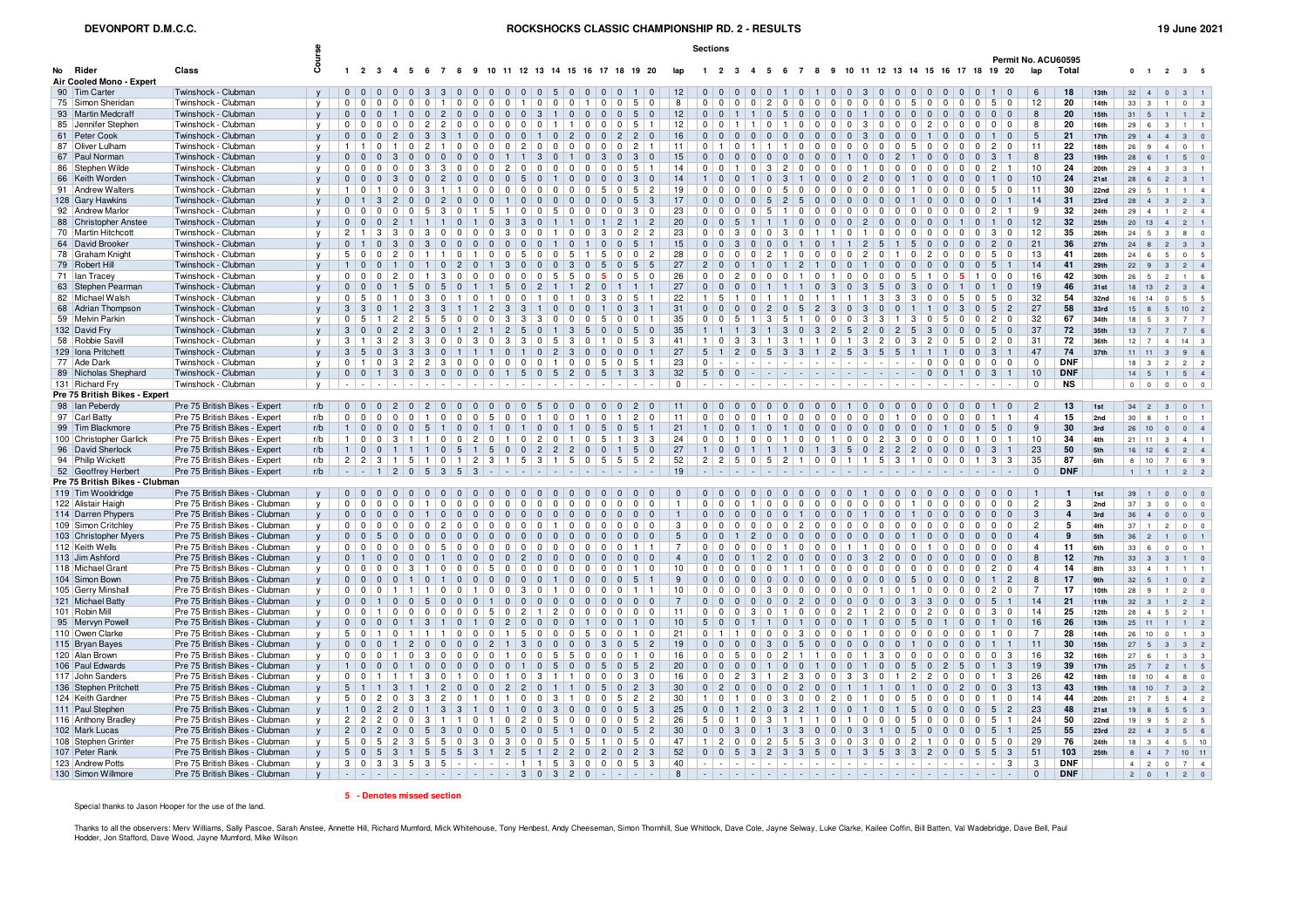# DEVONPORT D.M.C.C.

## ROCKSHOCKS CLASSIC CHAMPIONSHIP RD. 2 - RESULTS

19 June 2021

Sections

Permit No. ACU60595

| No | Rider | Class | Course | 1 | 2 | 3 | 4 | 5 | 6 | 7 | 8 | 9 | 10 | 11 | 12 | 13 | 14 | 15 | 16 | 17 | 18 | 19 | 20 | lap | 1 | 2 | 3 | 4 | 5 | 6 | 7 | 8 | 9 | 10 | 11 | 12 | 13 | 14 | 15 | 16 | 17 | 18 | 19 | 20 | lap | Total | | 0 | 1 | 2 | 3 | 5 |
|---|---|---|---|---|---|---|---|---|---|---|---|---|---|---|---|---|---|---|---|---|---|---|---|---|---|---|---|---|---|---|---|---|---|---|---|---|---|---|---|---|---|---|---|---|---|---|---|---|---|---|---|---|
| Air Cooled Mono - Expert | | | | | | | | | | | | | | | | | | | | | | | | | | | | | | | | | | | | | | | | | | | | | | | | | | | | |
| 90 | Tim Carter | Twinshock - Clubman | y | 0 | 0 | 0 | 0 | 0 | 3 | 3 | 0 | 0 | 0 | 0 | 0 | 0 | 5 | 0 | 0 | 0 | 0 | 1 | 0 | 12 | 0 | 0 | 0 | 0 | 0 | 1 | 0 | 1 | 0 | 0 | 3 | 0 | 0 | 0 | 0 | 0 | 0 | 0 | 1 | 0 | 6 | 18 | 13th | 32 | 4 | 0 | 3 | 1 |
| 75 | Simon Sheridan | Twinshock - Clubman | y | 0 | 0 | 0 | 0 | 0 | 0 | 0 | 1 | 0 | 0 | 0 | 1 | 0 | 0 | 0 | 1 | 0 | 0 | 5 | 0 | 8 | 0 | 0 | 0 | 0 | 2 | 0 | 0 | 0 | 0 | 0 | 0 | 0 | 0 | 5 | 0 | 0 | 0 | 0 | 5 | 0 | 12 | 20 | 14th | 33 | 3 | 1 | 0 | 3 |
| 93 | Martin Medcraft | Twinshock - Clubman | y | 0 | 0 | 0 | 1 | 0 | 0 | 2 | 0 | 0 | 0 | 0 | 0 | 3 | 1 | 0 | 0 | 0 | 0 | 5 | 0 | 12 | 0 | 0 | 0 | 1 | 1 | 0 | 5 | 0 | 0 | 0 | 0 | 1 | 0 | 0 | 0 | 0 | 0 | 0 | 0 | 0 | 8 | 20 | 15th | 31 | 5 | 1 | 1 | 2 |
| 85 | Jennifer Stephen | Twinshock - Clubman | y | 0 | 0 | 0 | 0 | 0 | 2 | 2 | 0 | 0 | 0 | 0 | 0 | 0 | 1 | 1 | 0 | 0 | 0 | 5 | 1 | 12 | 0 | 0 | 1 | 1 | 0 | 1 | 0 | 0 | 0 | 0 | 3 | 0 | 0 | 0 | 2 | 0 | 0 | 0 | 0 | 0 | 8 | 20 | 16th | 29 | 6 | 3 | 1 | 1 |
| 61 | Peter Cook | Twinshock - Clubman | y | 0 | 0 | 0 | 2 | 0 | 3 | 3 | 1 | 0 | 0 | 0 | 0 | 1 | 0 | 2 | 0 | 0 | 2 | 2 | 0 | 16 | 0 | 0 | 0 | 0 | 0 | 0 | 0 | 0 | 0 | 0 | 3 | 0 | 0 | 0 | 1 | 0 | 0 | 0 | 1 | 0 | 5 | 21 | 17th | 29 | 4 | 4 | 3 | 0 |
| 87 | Oliver Lulham | Twinshock - Clubman | y | 1 | 1 | 0 | 1 | 0 | 2 | 1 | 0 | 0 | 0 | 0 | 0 | 2 | 0 | 0 | 0 | 0 | 0 | 2 | 1 | 11 | 0 | 1 | 0 | 1 | 1 | 1 | 0 | 0 | 0 | 0 | 0 | 0 | 0 | 5 | 0 | 0 | 0 | 0 | 2 | 0 | 11 | 22 | 18th | 26 | 9 | 4 | 0 | 1 |
| 67 | Paul Norman | Twinshock - Clubman | y | 0 | 0 | 0 | 3 | 0 | 0 | 0 | 0 | 0 | 0 | 1 | 1 | 3 | 0 | 1 | 0 | 3 | 0 | 3 | 0 | 15 | 0 | 0 | 0 | 0 | 0 | 0 | 0 | 0 | 0 | 1 | 0 | 0 | 2 | 1 | 0 | 0 | 0 | 0 | 3 | 1 | 8 | 23 | 19th | 28 | 6 | 1 | 5 | 0 |
| 86 | Stephen Wilde | Twinshock - Clubman | y | 0 | 0 | 0 | 0 | 0 | 3 | 3 | 0 | 0 | 2 | 0 | 0 | 0 | 0 | 0 | 0 | 0 | 0 | 5 | 1 | 14 | 0 | 0 | 1 | 0 | 3 | 2 | 0 | 0 | 0 | 1 | 0 | 0 | 0 | 0 | 0 | 0 | 0 | 0 | 2 | 1 | 10 | 24 | 20th | 29 | 4 | 3 | 3 | 1 |
| 66 | Keith Worden | Twinshock - Clubman | y | 0 | 0 | 0 | 3 | 0 | 0 | 2 | 0 | 0 | 0 | 0 | 5 | 0 | 1 | 0 | 0 | 0 | 0 | 3 | 0 | 14 | 0 | 0 | 0 | 1 | 0 | 1 | 3 | 1 | 0 | 0 | 2 | 0 | 0 | 0 | 1 | 0 | 0 | 0 | 1 | 0 | 10 | 24 | 21st | 28 | 6 | 2 | 3 | 1 |
| 91 | Andrew Walters | Twinshock - Clubman | y | 1 | 0 | 1 | 0 | 0 | 3 | 1 | 1 | 0 | 0 | 0 | 0 | 0 | 0 | 0 | 0 | 5 | 0 | 5 | 2 | 19 | 0 | 0 | 0 | 0 | 0 | 5 | 0 | 0 | 0 | 0 | 0 | 0 | 0 | 1 | 0 | 0 | 0 | 0 | 5 | 0 | 11 | 30 | 22nd | 29 | 5 | 1 | 1 | 4 |
| 128 | Gary Hawkins | Twinshock - Clubman | y | 0 | 1 | 3 | 2 | 0 | 0 | 2 | 0 | 0 | 0 | 1 | 0 | 0 | 0 | 0 | 0 | 0 | 0 | 5 | 3 | 17 | 0 | 0 | 0 | 0 | 0 | 5 | 2 | 5 | 0 | 0 | 0 | 0 | 0 | 1 | 0 | 0 | 0 | 0 | 0 | 1 | 14 | 31 | 23rd | 28 | 4 | 3 | 2 | 3 |
| 92 | Andrew Marlor | Twinshock - Clubman | y | 0 | 0 | 0 | 0 | 0 | 5 | 3 | 0 | 1 | 5 | 1 | 0 | 5 | 0 | 0 | 0 | 0 | 0 | 3 | 0 | 23 | 0 | 0 | 0 | 0 | 5 | 1 | 0 | 0 | 0 | 0 | 0 | 0 | 0 | 0 | 0 | 0 | 0 | 0 | 2 | 1 | 9 | 32 | 24th | 29 | 4 | 1 | 2 | 4 |
| 88 | Christopher Anstee | Twinshock - Clubman | y | 0 | 0 | 0 | 2 | 1 | 1 | 1 | 0 | 1 | 0 | 3 | 3 | 0 | 1 | 1 | 0 | 1 | 2 | 1 | 2 | 20 | 0 | 0 | 5 | 1 | 1 | 1 | 0 | 0 | 0 | 0 | 2 | 0 | 0 | 0 | 0 | 0 | 1 | 0 | 1 | 0 | 12 | 32 | 25th | 20 | 13 | 4 | 2 | 1 |
| 70 | Martin Hitchcott | Twinshock - Clubman | y | 2 | 1 | 3 | 3 | 0 | 3 | 0 | 0 | 0 | 0 | 3 | 0 | 0 | 1 | 0 | 0 | 3 | 0 | 2 | 2 | 23 | 0 | 0 | 3 | 0 | 0 | 3 | 0 | 1 | 1 | 0 | 1 | 0 | 0 | 0 | 0 | 0 | 0 | 0 | 3 | 0 | 12 | 35 | 26th | 24 | 5 | 3 | 8 | 0 |
| 64 | David Brooker | Twinshock - Clubman | y | 0 | 1 | 0 | 3 | 0 | 3 | 0 | 0 | 0 | 0 | 0 | 0 | 0 | 1 | 0 | 1 | 0 | 0 | 5 | 1 | 15 | 0 | 0 | 3 | 0 | 0 | 0 | 1 | 0 | 1 | 1 | 2 | 5 | 1 | 5 | 0 | 0 | 0 | 0 | 2 | 0 | 21 | 36 | 27th | 24 | 8 | 2 | 3 | 3 |
| 78 | Graham Knight | Twinshock - Clubman | y | 5 | 0 | 0 | 2 | 0 | 1 | 1 | 0 | 1 | 0 | 0 | 5 | 0 | 0 | 5 | 1 | 5 | 0 | 0 | 2 | 28 | 0 | 0 | 0 | 0 | 2 | 1 | 0 | 0 | 0 | 0 | 2 | 0 | 1 | 0 | 2 | 0 | 0 | 0 | 5 | 0 | 13 | 41 | 28th | 24 | 6 | 5 | 0 | 5 |
| 79 | Robert Hill | Twinshock - Clubman | y | 1 | 0 | 0 | 1 | 0 | 1 | 0 | 2 | 0 | 1 | 3 | 0 | 0 | 0 | 3 | 0 | 5 | 0 | 5 | 5 | 27 | 2 | 0 | 0 | 1 | 0 | 1 | 2 | 1 | 0 | 0 | 1 | 0 | 0 | 0 | 0 | 0 | 0 | 0 | 5 | 1 | 14 | 41 | 29th | 22 | 9 | 3 | 2 | 4 |
| 71 | Ian Tracey | Twinshock - Clubman | y | 0 | 0 | 0 | 2 | 0 | 1 | 3 | 0 | 0 | 0 | 0 | 0 | 0 | 5 | 5 | 0 | 5 | 0 | 5 | 0 | 26 | 0 | 0 | 2 | 0 | 0 | 0 | 1 | 0 | 1 | 0 | 0 | 0 | 0 | 0 | 5 | 1 | **5** | 1 | 0 | 0 | 16 | 42 | 30th | 26 | 5 | 2 | 1 | 6 |
| 63 | Stephen Pearman | Twinshock - Clubman | y | 0 | 0 | 0 | 1 | 5 | 0 | 5 | 0 | 1 | 1 | 5 | 0 | 2 | 1 | 1 | 2 | 0 | 1 | 1 | 1 | 27 | 0 | 0 | 0 | 0 | 1 | 1 | 1 | 0 | 3 | 0 | 3 | 5 | 0 | 3 | 0 | 0 | 1 | 0 | 1 | 0 | 19 | 46 | 31st | 18 | 13 | 2 | 3 | 4 |
| 82 | Michael Walsh | Twinshock - Clubman | y | 0 | 5 | 0 | 1 | 0 | 3 | 0 | 1 | 0 | 1 | 0 | 0 | 1 | 0 | 1 | 0 | 3 | 0 | 5 | 1 | 22 | 1 | 5 | 1 | 0 | 1 | 1 | 0 | 1 | 1 | 1 | 1 | 3 | 3 | 3 | 0 | 0 | 5 | 0 | 5 | 0 | 32 | 54 | 32nd | 16 | 14 | 0 | 5 | 5 |
| 68 | Adrian Thompson | Twinshock - Clubman | y | 3 | 3 | 0 | 1 | 2 | 3 | 3 | 1 | 1 | 2 | 3 | 3 | 1 | 0 | 0 | 0 | 1 | 0 | 3 | 1 | 31 | 0 | 0 | 0 | 0 | 2 | 0 | 5 | 2 | 3 | 0 | 3 | 0 | 0 | 1 | 1 | 0 | 3 | 0 | 5 | 2 | 27 | 58 | 33rd | 15 | 8 | 5 | 10 | 2 |
| 59 | Melvin Parkin | Twinshock - Clubman | y | 0 | 5 | 1 | 2 | 2 | 5 | 5 | 0 | 0 | 3 | 3 | 3 | 0 | 0 | 0 | 5 | 0 | 0 | 0 | 1 | 35 | 0 | 0 | 0 | 5 | 1 | 3 | 5 | 1 | 0 | 0 | 3 | 3 | 1 | 3 | 0 | 5 | 0 | 0 | 2 | 0 | 32 | 67 | 34th | 18 | 5 | 3 | 7 | 7 |
| 132 | David Fry | Twinshock - Clubman | y | 3 | 0 | 0 | 2 | 2 | 3 | 0 | 1 | 2 | 1 | 2 | 5 | 0 | 1 | 3 | 5 | 0 | 0 | 5 | 0 | 35 | 1 | 1 | 1 | 3 | 1 | 3 | 0 | 3 | 2 | 5 | 2 | 0 | 2 | 5 | 3 | 0 | 0 | 0 | 5 | 0 | 37 | 72 | 35th | 13 | 7 | 7 | 7 | 6 |
| 58 | Robbie Savill | Twinshock - Clubman | y | 3 | 1 | 3 | 2 | 3 | 3 | 0 | 0 | 3 | 0 | 3 | 3 | 0 | 5 | 3 | 0 | 1 | 0 | 5 | 3 | 41 | 1 | 0 | 0 | 3 | 3 | 1 | 3 | 1 | 1 | 0 | 1 | 3 | 2 | 0 | 3 | 2 | 5 | 0 | 2 | 0 | 31 | 72 | 36th | 12 | 7 | 4 | 14 | 3 |
| 129 | Iona Pritchett | Twinshock - Clubman | y | 3 | 5 | 0 | 3 | 3 | 3 | 0 | 1 | 1 | 1 | 0 | 1 | 0 | 2 | 3 | 0 | 0 | 0 | 0 | 1 | 27 | 5 | 1 | 2 | 0 | 5 | 3 | 3 | 1 | 2 | 5 | 3 | 5 | 5 | 1 | 1 | 1 | 0 | 0 | 3 | 1 | 47 | 74 | 37th | 11 | 11 | 3 | 9 | 6 |
| 77 | Ade Dark | Twinshock - Clubman | y | 0 | 1 | 0 | 3 | 2 | 2 | 3 | 0 | 0 | 0 | 0 | 0 | 0 | 1 | 0 | 0 | 5 | 0 | 5 | 1 | 23 | 0 | - | - | - | - | - | - | - | - | - | - | - | - | - | 0 | 0 | 0 | 0 | 0 | 0 | 0 | DNF | | 18 | 3 | 2 | 2 | 2 |
| 89 | Nicholas Shephard | Twinshock - Clubman | y | 0 | 0 | 1 | 3 | 0 | 3 | 0 | 0 | 0 | 0 | 1 | 5 | 0 | 5 | 2 | 0 | 5 | 1 | 3 | 3 | 32 | 5 | 0 | 0 | - | - | - | - | - | - | - | - | - | - | - | 0 | 0 | 1 | 0 | 3 | 1 | 10 | DNF | | 14 | 5 | 1 | 5 | 4 |
| 131 | Richard Fry | Twinshock - Clubman | y | - | - | - | - | - | - | - | - | - | - | - | - | - | - | - | - | - | - | - | - | 0 | - | - | - | - | - | - | - | - | - | - | - | - | - | - | - | - | - | - | - | - | 0 | NS | | 0 | 0 | 0 | 0 | 0 |
| Pre 75 British Bikes - Expert | | | | | | | | | | | | | | | | | | | | | | | | | | | | | | | | | | | | | | | | | | | | | | | | | | | | |
| 98 | Ian Peberdy | Pre 75 British Bikes - Expert | r/b | 0 | 0 | 0 | 2 | 0 | 2 | 0 | 0 | 0 | 0 | 0 | 0 | 5 | 0 | 0 | 0 | 0 | 0 | 2 | 0 | 11 | 0 | 0 | 0 | 0 | 0 | 0 | 0 | 0 | 0 | 0 | 1 | 0 | 0 | 0 | 0 | 0 | 0 | 0 | 1 | 0 | 2 | 13 | 1st | 34 | 2 | 3 | 0 | 1 |
| 97 | Carl Batty | Pre 75 British Bikes - Expert | r/b | 0 | 0 | 0 | 0 | 0 | 1 | 0 | 0 | 0 | 5 | 0 | 0 | 1 | 0 | 0 | 1 | 0 | 1 | 2 | 0 | 11 | 0 | 0 | 0 | 0 | 0 | 0 | 1 | 0 | 0 | 0 | 0 | 0 | 1 | 0 | 0 | 0 | 0 | 0 | 1 | 1 | 4 | 15 | 2nd | 30 | 8 | 1 | 0 | 1 |
| 99 | Tim Blackmore | Pre 75 British Bikes - Expert | r/b | 1 | 0 | 0 | 0 | 0 | 5 | 1 | 0 | 0 | 1 | 0 | 1 | 0 | 0 | 1 | 0 | 5 | 0 | 5 | 1 | 21 | 1 | 0 | 0 | 1 | 0 | 1 | 0 | 0 | 0 | 0 | 0 | 0 | 0 | 0 | 0 | 1 | 0 | 0 | 5 | 0 | 9 | 30 | 3rd | 26 | 10 | 0 | 0 | 4 |
| 100 | Christopher Garlick | Pre 75 British Bikes - Expert | r/b | 1 | 0 | 0 | 3 | 1 | 1 | 0 | 0 | 2 | 0 | 1 | 0 | 2 | 0 | 1 | 0 | 5 | 1 | 3 | 3 | 24 | 0 | 0 | 1 | 0 | 0 | 1 | 0 | 0 | 0 | 1 | 0 | 2 | 3 | 0 | 0 | 0 | 0 | 0 | 1 | 1 | 10 | 34 | 4th | 21 | 11 | 3 | 4 | 1 |
| 96 | David Sherlock | Pre 75 British Bikes - Expert | r/b | 1 | 0 | 0 | 1 | 1 | 1 | 0 | 5 | 1 | 5 | 0 | 0 | 2 | 2 | 2 | 0 | 0 | 1 | 5 | 0 | 27 | 1 | 0 | 0 | 1 | 1 | 1 | 0 | 1 | 3 | 5 | 0 | 2 | 2 | 2 | 0 | 0 | 0 | 0 | 3 | 1 | 23 | 50 | 5th | 16 | 12 | 6 | 2 | 4 |
| 94 | Philip Wickett | Pre 75 British Bikes - Expert | r/b | 2 | 2 | 3 | 1 | 5 | 1 | 0 | 1 | 2 | 3 | 1 | 5 | 3 | 1 | 5 | 0 | 5 | 5 | 5 | 2 | 52 | 2 | 2 | 5 | 0 | 5 | 2 | 1 | 0 | 0 | 1 | 1 | 5 | 3 | 1 | 0 | 0 | 0 | 1 | 3 | 3 | 35 | 87 | 6th | 8 | 10 | 7 | 6 | 9 |
| 52 | Geoffrey Herbert | Pre 75 British Bikes - Expert | r/b | - | - | 1 | 2 | 0 | 5 | 3 | 5 | 3 | - | - | - | - | - | - | - | - | - | - | - | 19 | - | - | - | - | - | - | - | - | - | - | - | - | - | - | - | - | - | - | - | - | 0 | DNF | | 1 | 1 | 1 | 2 | 2 |
| Pre 75 British Bikes - Clubman | | | | | | | | | | | | | | | | | | | | | | | | | | | | | | | | | | | | | | | | | | | | | | | | | | | | |
| 119 | Tim Wooldridge | Pre 75 British Bikes - Clubman | y | 0 | 0 | 0 | 0 | 0 | 0 | 0 | 0 | 0 | 0 | 0 | 0 | 0 | 0 | 0 | 0 | 0 | 0 | 0 | 0 | 0 | 0 | 0 | 0 | 0 | 0 | 0 | 0 | 0 | 0 | 0 | 1 | 0 | 0 | 0 | 0 | 0 | 0 | 0 | 0 | 0 | 1 | 1 | 1st | 39 | 1 | 0 | 0 | 0 |
| 122 | Alistair Haigh | Pre 75 British Bikes - Clubman | y | 0 | 0 | 0 | 0 | 0 | 1 | 0 | 0 | 0 | 0 | 0 | 0 | 0 | 0 | 0 | 0 | 0 | 0 | 0 | 0 | 1 | 0 | 0 | 0 | 1 | 0 | 0 | 0 | 0 | 0 | 0 | 0 | 0 | 1 | 0 | 0 | 0 | 0 | 0 | 0 | 0 | 2 | 3 | 2nd | 37 | 3 | 0 | 0 | 0 |
| 114 | Darren Phypers | Pre 75 British Bikes - Clubman | y | 0 | 0 | 0 | 0 | 0 | 1 | 0 | 0 | 0 | 0 | 0 | 0 | 0 | 0 | 0 | 0 | 0 | 0 | 0 | 0 | 1 | 0 | 0 | 0 | 0 | 0 | 0 | 1 | 0 | 0 | 1 | 0 | 0 | 1 | 0 | 0 | 0 | 0 | 0 | 0 | 0 | 3 | 4 | 3rd | 36 | 4 | 0 | 0 | 0 |
| 109 | Simon Critchley | Pre 75 British Bikes - Clubman | y | 0 | 0 | 0 | 0 | 0 | 0 | 2 | 0 | 0 | 0 | 0 | 0 | 1 | 0 | 0 | 0 | 0 | 0 | 0 | 0 | 3 | 0 | 0 | 0 | 0 | 0 | 0 | 2 | 0 | 0 | 0 | 0 | 0 | 0 | 0 | 0 | 0 | 0 | 0 | 0 | 0 | 2 | 5 | 4th | 37 | 1 | 2 | 0 | 0 |
| 103 | Christopher Myers | Pre 75 British Bikes - Clubman | y | 0 | 5 | 0 | 0 | 0 | 0 | 0 | 0 | 0 | 0 | 0 | 0 | 0 | 0 | 0 | 0 | 0 | 0 | 0 | 0 | 5 | 0 | 0 | 1 | 2 | 0 | 0 | 0 | 0 | 0 | 0 | 0 | 0 | 0 | 0 | 0 | 0 | 0 | 0 | 0 | 1 | 4 | 9 | 5th | 36 | 2 | 1 | 0 | 1 |
| 112 | Keith Wells | Pre 75 British Bikes - Clubman | y | 0 | 0 | 0 | 0 | 0 | 0 | 5 | 0 | 0 | 0 | 0 | 0 | 0 | 0 | 0 | 0 | 0 | 0 | 1 | 1 | 7 | 0 | 0 | 0 | 0 | 0 | 0 | 1 | 0 | 0 | 1 | 1 | 0 | 0 | 0 | 1 | 0 | 0 | 0 | 0 | 0 | 4 | 11 | 6th | 33 | 6 | 0 | 0 | 1 |
| 113 | Jim Ashford | Pre 75 British Bikes - Clubman | y | 0 | 1 | 0 | 0 | 0 | 0 | 0 | 1 | 0 | 0 | 0 | 0 | 2 | 0 | 0 | 0 | 0 | 0 | 0 | 0 | 4 | 0 | 0 | 0 | 1 | 2 | 0 | 0 | 0 | 0 | 0 | 3 | 2 | 0 | 0 | 0 | 0 | 0 | 0 | 0 | 0 | 8 | 12 | 7th | 33 | 3 | 3 | 1 | 0 |
| 118 | Michael Grant | Pre 75 British Bikes - Clubman | y | 0 | 0 | 0 | 0 | 3 | 1 | 0 | 0 | 0 | 5 | 0 | 0 | 0 | 0 | 0 | 0 | 0 | 0 | 1 | 0 | 10 | 0 | 0 | 0 | 0 | 0 | 1 | 1 | 0 | 0 | 0 | 0 | 0 | 0 | 0 | 0 | 0 | 0 | 0 | 2 | 0 | 4 | 14 | 8th | 33 | 4 | 1 | 1 | 1 |
| 104 | Simon Brown | Pre 75 British Bikes - Clubman | y | 0 | 0 | 0 | 0 | 1 | 0 | 1 | 0 | 0 | 0 | 0 | 0 | 0 | 1 | 0 | 0 | 0 | 0 | 5 | 1 | 9 | 0 | 0 | 0 | 0 | 0 | 0 | 0 | 0 | 0 | 0 | 0 | 0 | 5 | 0 | 0 | 0 | 0 | 0 | 1 | 2 | 8 | 17 | 9th | 32 | 5 | 1 | 0 | 2 |
| 105 | Gerry Minshall | Pre 75 British Bikes - Clubman | y | 0 | 0 | 0 | 1 | 1 | 1 | 0 | 0 | 1 | 0 | 0 | 3 | 0 | 1 | 0 | 0 | 0 | 0 | 1 | 1 | 10 | 0 | 0 | 0 | 0 | 3 | 0 | 0 | 0 | 0 | 0 | 1 | 0 | 1 | 0 | 0 | 0 | 0 | 0 | 2 | 0 | 7 | 17 | 10th | 28 | 9 | 1 | 2 | 0 |
| 121 | Michael Batty | Pre 75 British Bikes - Clubman | y | 0 | 0 | 1 | 0 | 0 | 5 | 0 | 0 | 0 | 1 | 0 | 0 | 0 | 0 | 0 | 0 | 0 | 0 | 0 | 0 | 7 | 0 | 0 | 0 | 0 | 0 | 0 | 2 | 0 | 0 | 0 | 0 | 0 | 3 | 3 | 0 | 0 | 0 | 0 | 5 | 1 | 14 | 21 | 11th | 32 | 3 | 1 | 2 | 2 |
| 101 | Robin Mill | Pre 75 British Bikes - Clubman | y | 0 | 0 | 1 | 0 | 0 | 0 | 0 | 0 | 0 | 5 | 0 | 2 | 1 | 2 | 0 | 0 | 0 | 0 | 0 | 0 | 11 | 0 | 0 | 0 | 3 | 0 | 1 | 0 | 0 | 2 | 1 | 2 | 0 | 0 | 2 | 0 | 0 | 0 | 0 | 3 | 0 | 14 | 25 | 12th | 28 | 4 | 5 | 2 | 1 |
| 95 | Mervyn Powell | Pre 75 British Bikes - Clubman | y | 0 | 0 | 0 | 0 | 1 | 3 | 1 | 0 | 1 | 0 | 2 | 0 | 0 | 0 | 0 | 1 | 0 | 0 | 1 | 0 | 10 | 5 | 0 | 0 | 0 | 1 | 1 | 0 | 1 | 0 | 0 | 0 | 1 | 0 | 0 | 5 | 1 | 0 | 0 | 1 | 0 | 16 | 26 | 13th | 25 | 11 | 1 | 1 | 2 |
| 110 | Owen Clarke | Pre 75 British Bikes - Clubman | y | 5 | 0 | 0 | 1 | 0 | 1 | 1 | 0 | 0 | 0 | 1 | 5 | 0 | 0 | 5 | 0 | 0 | 1 | 0 | 1 | 21 | 0 | 1 | 1 | 0 | 0 | 0 | 0 | 3 | 0 | 0 | 1 | 0 | 0 | 0 | 0 | 0 | 0 | 0 | 1 | 0 | 7 | 28 | 14th | 26 | 10 | 0 | 1 | 3 |
| 115 | Bryan Bayes | Pre 75 British Bikes - Clubman | y | 0 | 0 | 0 | 1 | 2 | 0 | 0 | 0 | 0 | 2 | 1 | 3 | 0 | 0 | 0 | 0 | 3 | 0 | 5 | 2 | 19 | 0 | 0 | 0 | 0 | 0 | 3 | 0 | 5 | 0 | 0 | 0 | 0 | 0 | 1 | 0 | 0 | 0 | 0 | 1 | 1 | 11 | 30 | 15th | 27 | 5 | 3 | 3 | 2 |
| 120 | Alan Brown | Pre 75 British Bikes - Clubman | y | 0 | 0 | 0 | 1 | 0 | 3 | 0 | 0 | 0 | 0 | 0 | 1 | 0 | 0 | 5 | 5 | 0 | 0 | 1 | 0 | 16 | 0 | 0 | 5 | 0 | 0 | 2 | 1 | 1 | 0 | 0 | 1 | 3 | 0 | 0 | 0 | 0 | 0 | 0 | 0 | 3 | 16 | 32 | 16th | 27 | 6 | 1 | 3 | 3 |
| 106 | Paul Edwards | Pre 75 British Bikes - Clubman | y | 1 | 0 | 0 | 0 | 1 | 0 | 0 | 0 | 0 | 0 | 0 | 1 | 0 | 5 | 0 | 0 | 5 | 0 | 5 | 2 | 20 | 0 | 0 | 0 | 0 | 1 | 0 | 0 | 1 | 0 | 0 | 1 | 0 | 0 | 5 | 0 | 2 | 5 | 0 | 1 | 3 | 19 | 39 | 17th | 25 | 7 | 2 | 1 | 5 |
| 117 | John Sanders | Pre 75 British Bikes - Clubman | y | 0 | 0 | 1 | 1 | 1 | 3 | 0 | 1 | 0 | 0 | 1 | 0 | 3 | 1 | 1 | 0 | 0 | 0 | 3 | 0 | 16 | 0 | 0 | 2 | 3 | 1 | 2 | 3 | 0 | 0 | 3 | 3 | 0 | 1 | 2 | 2 | 0 | 0 | 0 | 1 | 3 | 26 | 42 | 18th | 18 | 10 | 4 | 8 | 0 |
| 136 | Stephen Pritchett | Pre 75 British Bikes - Clubman | y | 5 | 1 | 1 | 3 | 1 | 1 | 2 | 0 | 0 | 0 | 2 | 2 | 0 | 1 | 1 | 0 | 5 | 0 | 2 | 3 | 30 | 0 | 2 | 0 | 0 | 0 | 0 | 0 | 2 | 0 | 0 | 1 | 1 | 1 | 0 | 1 | 2 | 0 | 0 | 0 | 3 | 13 | 43 | 19th | 18 | 10 | 7 | 3 | 2 |
| 124 | Keith Gardner | Pre 75 British Bikes - Clubman | y | 5 | 0 | 2 | 0 | 3 | 3 | 2 | 0 | 1 | 0 | 0 | 1 | 0 | 3 | 1 | 0 | 0 | 5 | 2 | 2 | 30 | 1 | 0 | 1 | 0 | 0 | 3 | 0 | 0 | 2 | 0 | 1 | 0 | 0 | 5 | 0 | 0 | 0 | 0 | 1 | 0 | 14 | 44 | 20th | 21 | 7 | 5 | 4 | 3 |
| 111 | Paul Stephen | Pre 75 British Bikes - Clubman | y | 1 | 0 | 2 | 2 | 0 | 1 | 3 | 3 | 1 | 0 | 1 | 0 | 3 | 0 | 0 | 0 | 0 | 0 | 5 | 3 | 25 | 0 | 0 | 1 | 2 | 0 | 3 | 2 | 1 | 0 | 0 | 1 | 0 | 1 | 5 | 0 | 0 | 0 | 0 | 5 | 2 | 23 | 48 | 21st | 19 | 8 | 5 | 5 | 3 |
| 116 | Anthony Bradley | Pre 75 British Bikes - Clubman | y | 2 | 2 | 2 | 0 | 0 | 3 | 1 | 1 | 0 | 1 | 0 | 2 | 0 | 5 | 0 | 0 | 0 | 0 | 5 | 2 | 26 | 5 | 0 | 1 | 0 | 3 | 1 | 1 | 1 | 0 | 1 | 0 | 0 | 5 | 0 | 0 | 0 | 0 | 0 | 5 | 1 | 24 | 50 | 22nd | 19 | 9 | 5 | 2 | 5 |
| 102 | Mark Lucas | Pre 75 British Bikes - Clubman | y | 2 | 0 | 2 | 0 | 0 | 5 | 3 | 0 | 0 | 0 | 5 | 0 | 0 | 5 | 1 | 0 | 0 | 0 | 5 | 2 | 30 | 0 | 0 | 3 | 0 | 1 | 3 | 3 | 0 | 0 | 3 | 1 | 0 | 5 | 0 | 0 | 0 | 0 | 0 | 5 | 1 | 25 | 55 | 23rd | 22 | 4 | 3 | 5 | 6 |
| 108 | Stephen Grinter | Pre 75 British Bikes - Clubman | y | 5 | 0 | 5 | 2 | 3 | 5 | 5 | 0 | 3 | 0 | 3 | 0 | 0 | 5 | 0 | 5 | 1 | 0 | 5 | 0 | 47 | 1 | 2 | 0 | 0 | 2 | 5 | 5 | 3 | 0 | 0 | 3 | 0 | 0 | 2 | 1 | 0 | 0 | 0 | 5 | 0 | 29 | 76 | 24th | 18 | 3 | 4 | 5 | 10 |
| 107 | Peter Rank | Pre 75 British Bikes - Clubman | y | 5 | 0 | 5 | 3 | 1 | 5 | 5 | 5 | 3 | 1 | 2 | 5 | 1 | 2 | 2 | 0 | 2 | 0 | 2 | 3 | 52 | 0 | 0 | 5 | 3 | 2 | 3 | 3 | 5 | 0 | 1 | 3 | 5 | 3 | 3 | 2 | 0 | 0 | 5 | 5 | 3 | 51 | 103 | 25th | 8 | 4 | 7 | 10 | 11 |
| 123 | Andrew Potts | Pre 75 British Bikes - Clubman | y | 3 | 0 | 3 | 3 | 5 | 3 | 5 | - | - | - | - | 0 | 1 | 1 | 5 | 3 | 0 | 0 | 5 | 3 | 40 | - | - | - | - | - | - | - | - | - | - | - | - | - | - | - | - | - | - | - | 3 | 3 | DNF | | 4 | 2 | 0 | 7 | 4 |
| 130 | Simon Willmore | Pre 75 British Bikes - Clubman | y | - | - | - | - | - | - | - | - | - | - | - | - | 3 | 0 | 3 | 2 | 0 | - | - | - | 8 | - | - | - | - | - | - | - | - | - | - | - | - | - | - | - | - | - | - | - | - | 0 | DNF | | 2 | 0 | 1 | 2 | 0 |

**5** - Denotes missed section

Special thanks to Jason Hooper for the use of the land.

Thanks to all the observers: Merv Williams, Sally Pascoe, Sarah Anstee, Annette Hill, Richard Mumford, Mick Whitehouse, Tony Henbest, Andy Cheeseman, Simon Thornhill, Sue Whitlock, Dave Cole, Jayne Selway, Luke Clarke, Kailee Coffin, Bill Batten, Val Wadebridge, Dave Bell, Paul Hodder, Jon Stafford, Dave Wood, Jayne Mumford, Mike Wilson